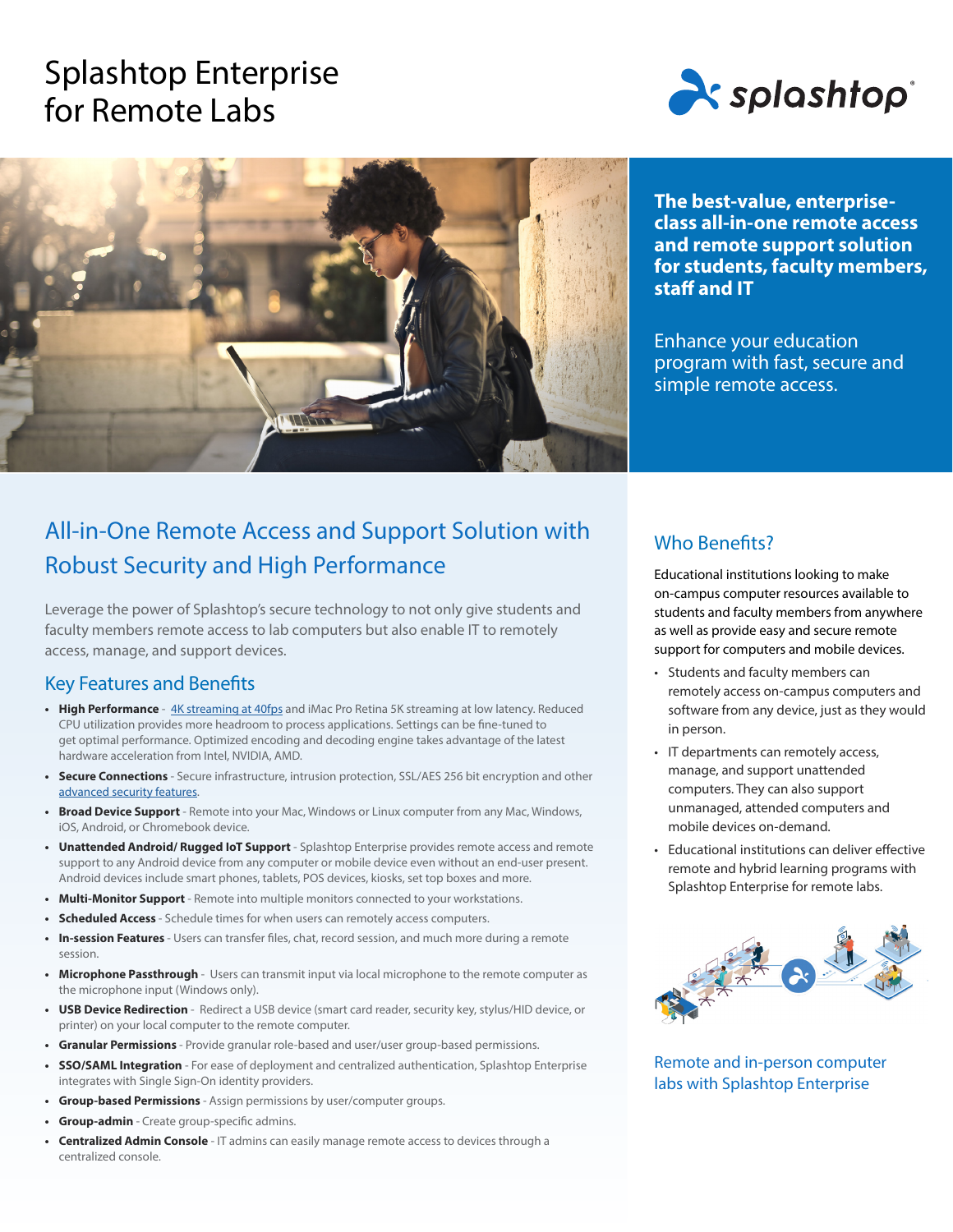# Splashtop Enterprise for Remote Labs

**The best-value, enterprise-class all-in-one remote access and remote support solution for students, faculty members, staff and IT**

Enhance your education program with fast, secure and simple remote access.

## All-in-One Remote Access and Support Solution with Robust Security and High Performance

Leverage the power of Splashtop's secure technology to not only give students and faculty members remote access to lab computers but also enable IT to remotely access, manage, and support devices.

### Key Features and Benefits

- **High Performance** - 4K streaming at 40fps and iMac Pro Retina 5K streaming at low latency. Reduced CPU utilization provides more headroom to process applications. Settings can be fine-tuned to get optimal performance. Optimized encoding and decoding engine takes advantage of the latest hardware acceleration from Intel, NVIDIA, AMD.
- **Secure Connections** - Secure infrastructure, intrusion protection, SSL/AES 256 bit encryption and other advanced security features.
- **Broad Device Support** - Remote into your Mac, Windows or Linux computer from any Mac, Windows, iOS, Android, or Chromebook device.
- **Unattended Android/ Rugged IoT Support** - Splashtop Enterprise provides remote access and remote support to any Android device from any computer or mobile device even without an end-user present. Android devices include smart phones, tablets, POS devices, kiosks, set top boxes and more.
- **Multi-Monitor Support** - Remote into multiple monitors connected to your workstations.
- **Scheduled Access** - Schedule times for when users can remotely access computers.
- **In-session Features** - Users can transfer files, chat, record session, and much more during a remote session.
- **Microphone Passthrough** - Users can transmit input via local microphone to the remote computer as the microphone input (Windows only).
- **USB Device Redirection** - Redirect a USB device (smart card reader, security key, stylus/HID device, or printer) on your local computer to the remote computer.
- **Granular Permissions** - Provide granular role-based and user/user group-based permissions.
- **SSO/SAML Integration** - For ease of deployment and centralized authentication, Splashtop Enterprise integrates with Single Sign-On identity providers.
- **Group-based Permissions** - Assign permissions by user/computer groups.
- **Group-admin** - Create group-specific admins.
- **Centralized Admin Console** - IT admins can easily manage remote access to devices through a centralized console.

## Who Benefits?

Educational institutions looking to make on-campus computer resources available to students and faculty members from anywhere as well as provide easy and secure remote support for computers and mobile devices.

- Students and faculty members can remotely access on-campus computers and software from any device, just as they would in person.
- IT departments can remotely access, manage, and support unattended computers. They can also support unmanaged, attended computers and mobile devices on-demand.
- Educational institutions can deliver effective remote and hybrid learning programs with Splashtop Enterprise for remote labs.

Remote and in-person computer labs with Splashtop Enterprise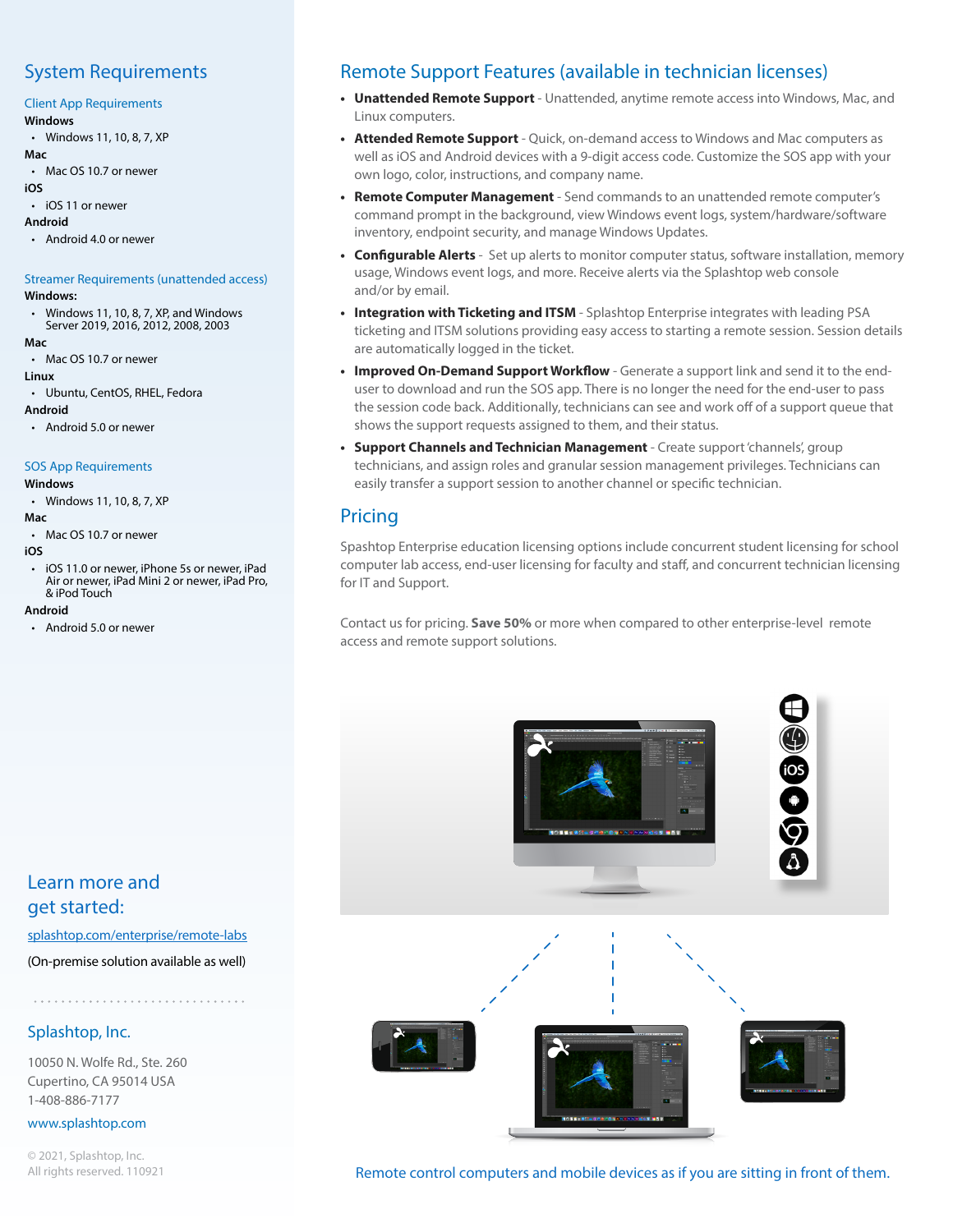## System Requirements

### Client App Requirements

**Windows**

- Windows 11, 10, 8, 7, XP

**Mac**

- Mac OS 10.7 or newer

**iOS**

- iOS 11 or newer

**Android**

- Android 4.0 or newer

### Streamer Requirements (unattended access)

**Windows:**

- Windows 11, 10, 8, 7, XP, and Windows Server 2019, 2016, 2012, 2008, 2003

**Mac**

- Mac OS 10.7 or newer

**Linux**

- Ubuntu, CentOS, RHEL, Fedora

**Android**

- Android 5.0 or newer

### SOS App Requirements

**Windows**

- Windows 11, 10, 8, 7, XP

**Mac**

- Mac OS 10.7 or newer

**iOS**

- iOS 11.0 or newer, iPhone 5s or newer, iPad Air or newer, iPad Mini 2 or newer, iPad Pro, & iPod Touch

**Android**

- Android 5.0 or newer

## Learn more and get started:

splashtop.com/enterprise/remote-labs

(On-premise solution available as well)

## Splashtop, Inc.

10050 N. Wolfe Rd., Ste. 260
Cupertino, CA 95014 USA
1-408-886-7177

www.splashtop.com

© 2021, Splashtop, Inc.
All rights reserved. 110921

## Remote Support Features (available in technician licenses)

- **Unattended Remote Support** - Unattended, anytime remote access into Windows, Mac, and Linux computers.
- **Attended Remote Support** - Quick, on-demand access to Windows and Mac computers as well as iOS and Android devices with a 9-digit access code. Customize the SOS app with your own logo, color, instructions, and company name.
- **Remote Computer Management** - Send commands to an unattended remote computer's command prompt in the background, view Windows event logs, system/hardware/software inventory, endpoint security, and manage Windows Updates.
- **Configurable Alerts** - Set up alerts to monitor computer status, software installation, memory usage, Windows event logs, and more. Receive alerts via the Splashtop web console and/or by email.
- **Integration with Ticketing and ITSM** - Splashtop Enterprise integrates with leading PSA ticketing and ITSM solutions providing easy access to starting a remote session. Session details are automatically logged in the ticket.
- **Improved On-Demand Support Workflow** - Generate a support link and send it to the end-user to download and run the SOS app. There is no longer the need for the end-user to pass the session code back. Additionally, technicians can see and work off of a support queue that shows the support requests assigned to them, and their status.
- **Support Channels and Technician Management** - Create support 'channels', group technicians, and assign roles and granular session management privileges. Technicians can easily transfer a support session to another channel or specific technician.

## Pricing

Spashtop Enterprise education licensing options include concurrent student licensing for school computer lab access, end-user licensing for faculty and staff, and concurrent technician licensing for IT and Support.

Contact us for pricing. **Save 50%** or more when compared to other enterprise-level remote access and remote support solutions.

Remote control computers and mobile devices as if you are sitting in front of them.